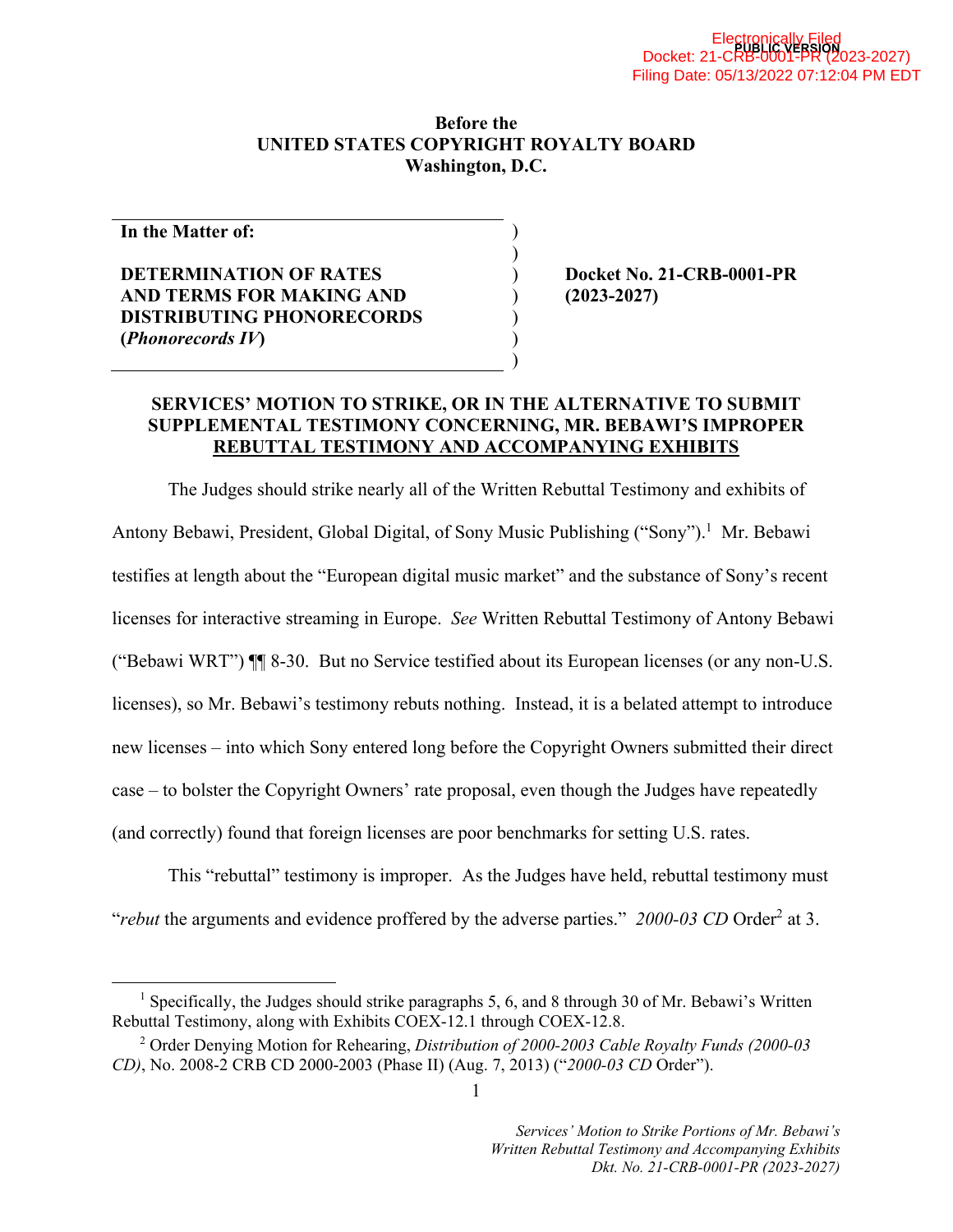**Before the**
**UNITED STATES COPYRIGHT ROYALTY BOARD**
**Washington, D.C.**

| | |
|---|---|
| **In the Matter of:**<br><br>**DETERMINATION OF RATES AND TERMS FOR MAKING AND DISTRIBUTING PHONORECORDS (*Phonorecords IV*)** | **Docket No. 21-CRB-0001-PR (2023-2027)** |

**SERVICES' MOTION TO STRIKE, OR IN THE ALTERNATIVE TO SUBMIT SUPPLEMENTAL TESTIMONY CONCERNING, MR. BEBAWI'S IMPROPER REBUTTAL TESTIMONY AND ACCOMPANYING EXHIBITS**

The Judges should strike nearly all of the Written Rebuttal Testimony and exhibits of Antony Bebawi, President, Global Digital, of Sony Music Publishing ("Sony").[1] Mr. Bebawi testifies at length about the "European digital music market" and the substance of Sony's recent licenses for interactive streaming in Europe. *See* Written Rebuttal Testimony of Antony Bebawi ("Bebawi WRT") ¶¶ 8-30. But no Service testified about its European licenses (or any non-U.S. licenses), so Mr. Bebawi's testimony rebuts nothing. Instead, it is a belated attempt to introduce new licenses – into which Sony entered long before the Copyright Owners submitted their direct case – to bolster the Copyright Owners' rate proposal, even though the Judges have repeatedly (and correctly) found that foreign licenses are poor benchmarks for setting U.S. rates.

This "rebuttal" testimony is improper. As the Judges have held, rebuttal testimony must "*rebut* the arguments and evidence proffered by the adverse parties." *2000-03 CD* Order[2] at 3.

[1] Specifically, the Judges should strike paragraphs 5, 6, and 8 through 30 of Mr. Bebawi's Written Rebuttal Testimony, along with Exhibits COEX-12.1 through COEX-12.8.

[2] Order Denying Motion for Rehearing, *Distribution of 2000-2003 Cable Royalty Funds (2000-03 CD)*, No. 2008-2 CRB CD 2000-2003 (Phase II) (Aug. 7, 2013) ("*2000-03 CD* Order").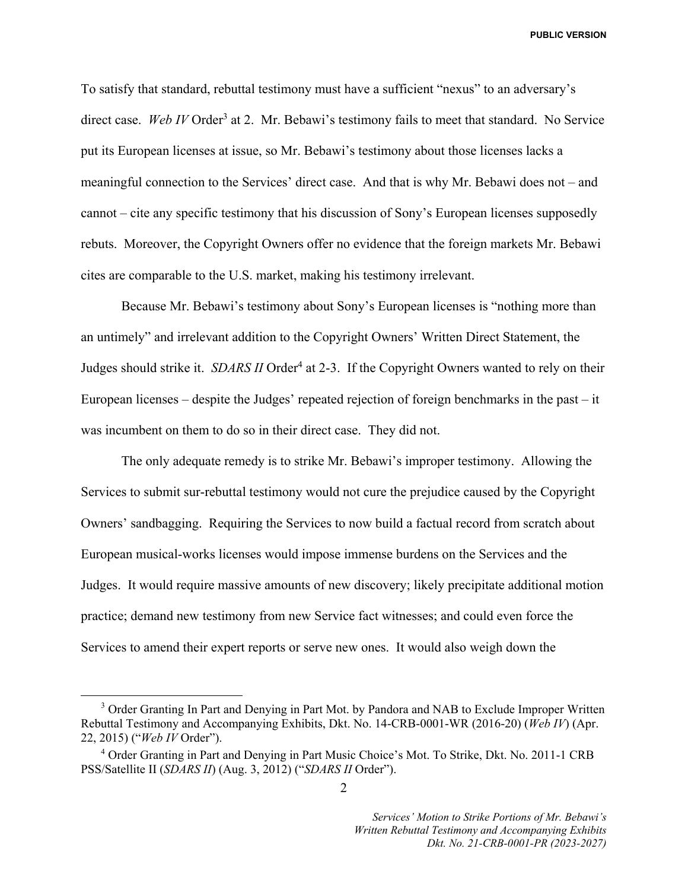To satisfy that standard, rebuttal testimony must have a sufficient "nexus" to an adversary's direct case. *Web IV* Order[3] at 2. Mr. Bebawi's testimony fails to meet that standard. No Service put its European licenses at issue, so Mr. Bebawi's testimony about those licenses lacks a meaningful connection to the Services' direct case. And that is why Mr. Bebawi does not – and cannot – cite any specific testimony that his discussion of Sony's European licenses supposedly rebuts. Moreover, the Copyright Owners offer no evidence that the foreign markets Mr. Bebawi cites are comparable to the U.S. market, making his testimony irrelevant.

Because Mr. Bebawi's testimony about Sony's European licenses is "nothing more than an untimely" and irrelevant addition to the Copyright Owners' Written Direct Statement, the Judges should strike it. *SDARS II* Order[4] at 2-3. If the Copyright Owners wanted to rely on their European licenses – despite the Judges' repeated rejection of foreign benchmarks in the past – it was incumbent on them to do so in their direct case. They did not.

The only adequate remedy is to strike Mr. Bebawi's improper testimony. Allowing the Services to submit sur-rebuttal testimony would not cure the prejudice caused by the Copyright Owners' sandbagging. Requiring the Services to now build a factual record from scratch about European musical-works licenses would impose immense burdens on the Services and the Judges. It would require massive amounts of new discovery; likely precipitate additional motion practice; demand new testimony from new Service fact witnesses; and could even force the Services to amend their expert reports or serve new ones. It would also weigh down the

---

[3] Order Granting In Part and Denying in Part Mot. by Pandora and NAB to Exclude Improper Written Rebuttal Testimony and Accompanying Exhibits, Dkt. No. 14-CRB-0001-WR (2016-20) (*Web IV*) (Apr. 22, 2015) ("*Web IV* Order").

[4] Order Granting in Part and Denying in Part Music Choice's Mot. To Strike, Dkt. No. 2011-1 CRB PSS/Satellite II (*SDARS II*) (Aug. 3, 2012) ("*SDARS II* Order").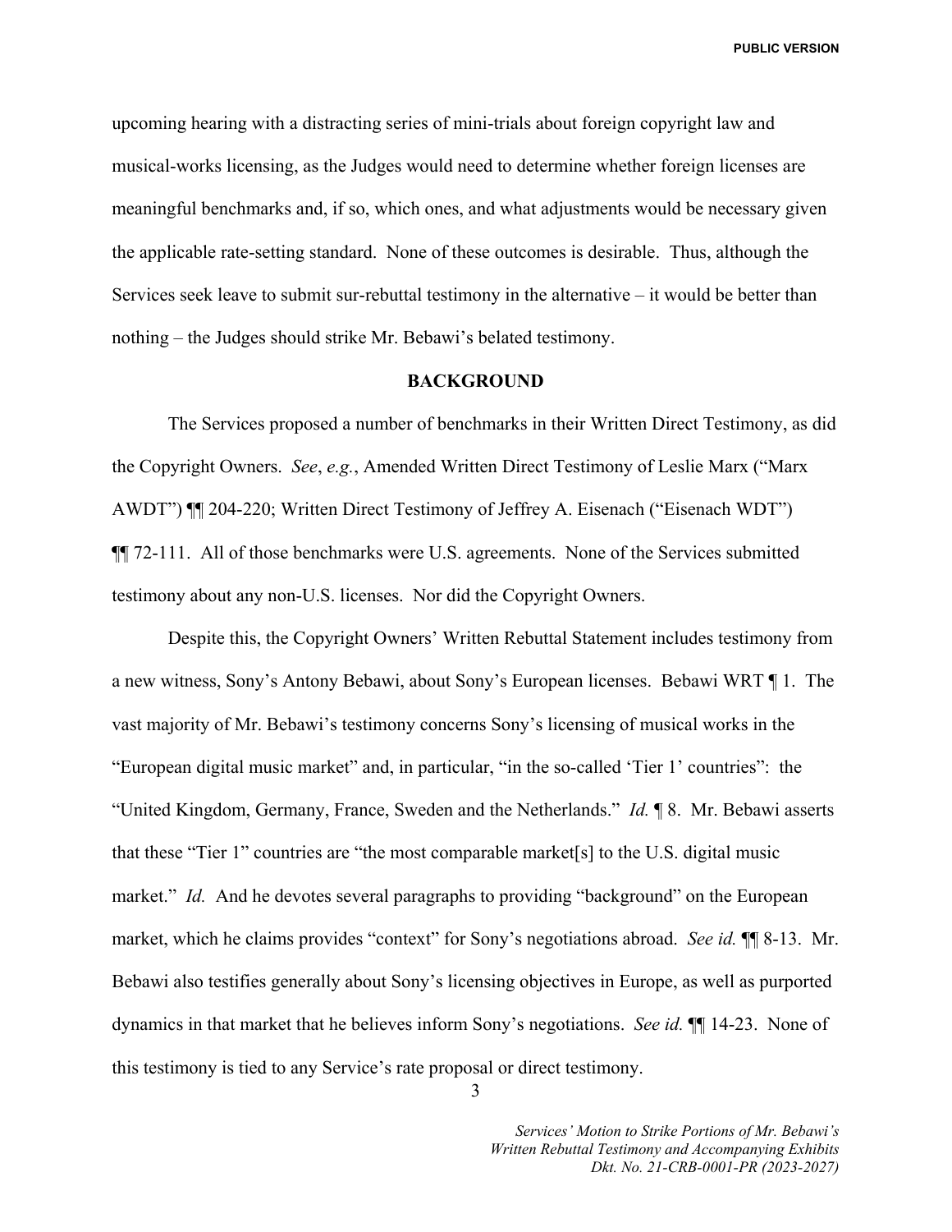upcoming hearing with a distracting series of mini-trials about foreign copyright law and musical-works licensing, as the Judges would need to determine whether foreign licenses are meaningful benchmarks and, if so, which ones, and what adjustments would be necessary given the applicable rate-setting standard. None of these outcomes is desirable. Thus, although the Services seek leave to submit sur-rebuttal testimony in the alternative – it would be better than nothing – the Judges should strike Mr. Bebawi's belated testimony.

## BACKGROUND

The Services proposed a number of benchmarks in their Written Direct Testimony, as did the Copyright Owners. *See*, *e.g.*, Amended Written Direct Testimony of Leslie Marx ("Marx AWDT") ¶¶ 204-220; Written Direct Testimony of Jeffrey A. Eisenach ("Eisenach WDT") ¶¶ 72-111. All of those benchmarks were U.S. agreements. None of the Services submitted testimony about any non-U.S. licenses. Nor did the Copyright Owners.

Despite this, the Copyright Owners' Written Rebuttal Statement includes testimony from a new witness, Sony's Antony Bebawi, about Sony's European licenses. Bebawi WRT ¶ 1. The vast majority of Mr. Bebawi's testimony concerns Sony's licensing of musical works in the "European digital music market" and, in particular, "in the so-called 'Tier 1' countries": the "United Kingdom, Germany, France, Sweden and the Netherlands." *Id.* ¶ 8. Mr. Bebawi asserts that these "Tier 1" countries are "the most comparable market[s] to the U.S. digital music market." *Id.* And he devotes several paragraphs to providing "background" on the European market, which he claims provides "context" for Sony's negotiations abroad. *See id.* ¶¶ 8-13. Mr. Bebawi also testifies generally about Sony's licensing objectives in Europe, as well as purported dynamics in that market that he believes inform Sony's negotiations. *See id.* ¶¶ 14-23. None of this testimony is tied to any Service's rate proposal or direct testimony.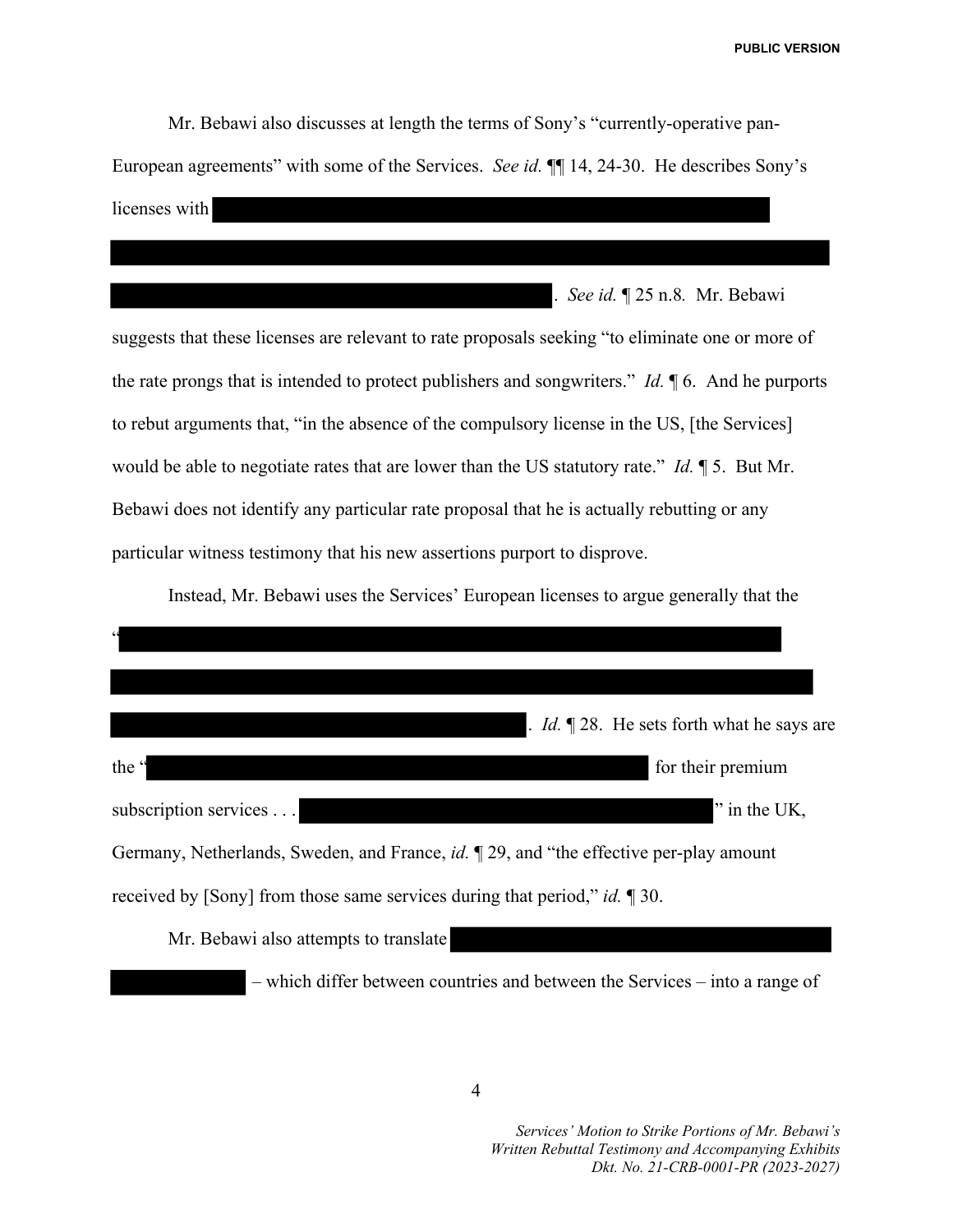Mr. Bebawi also discusses at length the terms of Sony's "currently-operative pan-European agreements" with some of the Services. *See id.* ¶¶ 14, 24-30. He describes Sony's licenses with [REDACTED]. *See id.* ¶ 25 n.8. Mr. Bebawi suggests that these licenses are relevant to rate proposals seeking "to eliminate one or more of the rate prongs that is intended to protect publishers and songwriters." *Id.* ¶ 6. And he purports to rebut arguments that, "in the absence of the compulsory license in the US, [the Services] would be able to negotiate rates that are lower than the US statutory rate." *Id.* ¶ 5. But Mr. Bebawi does not identify any particular rate proposal that he is actually rebutting or any particular witness testimony that his new assertions purport to disprove.

Instead, Mr. Bebawi uses the Services' European licenses to argue generally that the "[REDACTED]. *Id.* ¶ 28. He sets forth what he says are the "[REDACTED] for their premium subscription services . . . [REDACTED]" in the UK, Germany, Netherlands, Sweden, and France, *id.* ¶ 29, and "the effective per-play amount received by [Sony] from those same services during that period," *id.* ¶ 30.

Mr. Bebawi also attempts to translate [REDACTED] – which differ between countries and between the Services – into a range of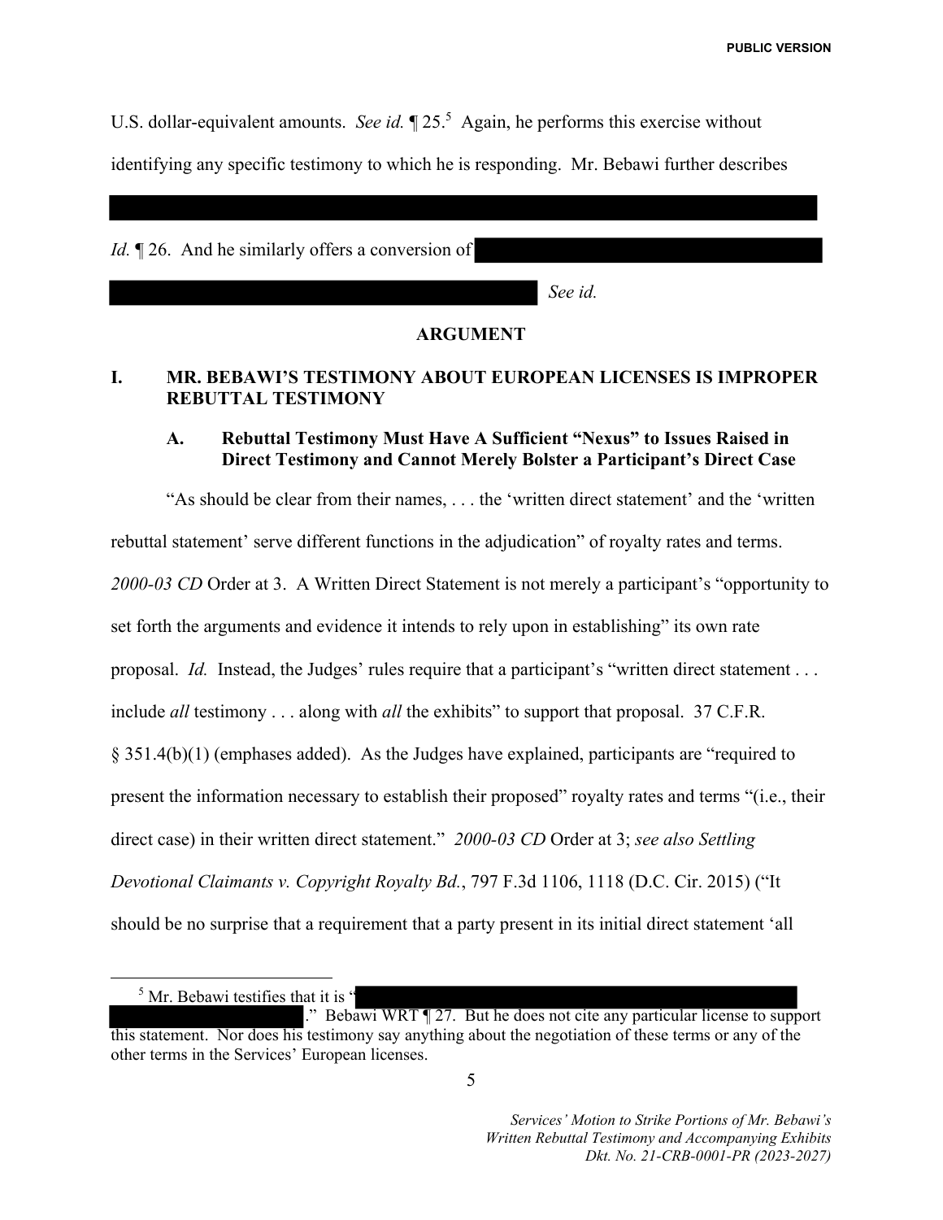U.S. dollar-equivalent amounts. *See id.* ¶ 25.[5] Again, he performs this exercise without identifying any specific testimony to which he is responding. Mr. Bebawi further describes [REDACTED] *Id.* ¶ 26. And he similarly offers a conversion of [REDACTED] *See id.*

## ARGUMENT

### I. MR. BEBAWI'S TESTIMONY ABOUT EUROPEAN LICENSES IS IMPROPER REBUTTAL TESTIMONY

#### A. Rebuttal Testimony Must Have A Sufficient "Nexus" to Issues Raised in Direct Testimony and Cannot Merely Bolster a Participant's Direct Case

"As should be clear from their names, . . . the 'written direct statement' and the 'written rebuttal statement' serve different functions in the adjudication" of royalty rates and terms. *2000-03 CD* Order at 3. A Written Direct Statement is not merely a participant's "opportunity to set forth the arguments and evidence it intends to rely upon in establishing" its own rate proposal. *Id.* Instead, the Judges' rules require that a participant's "written direct statement . . . include *all* testimony . . . along with *all* the exhibits" to support that proposal. 37 C.F.R. § 351.4(b)(1) (emphases added). As the Judges have explained, participants are "required to present the information necessary to establish their proposed" royalty rates and terms "(i.e., their direct case) in their written direct statement." *2000-03 CD* Order at 3; *see also Settling Devotional Claimants v. Copyright Royalty Bd.*, 797 F.3d 1106, 1118 (D.C. Cir. 2015) ("It should be no surprise that a requirement that a party present in its initial direct statement 'all

---

[5] Mr. Bebawi testifies that it is "[REDACTED]." Bebawi WRT ¶ 27. But he does not cite any particular license to support this statement. Nor does his testimony say anything about the negotiation of these terms or any of the other terms in the Services' European licenses.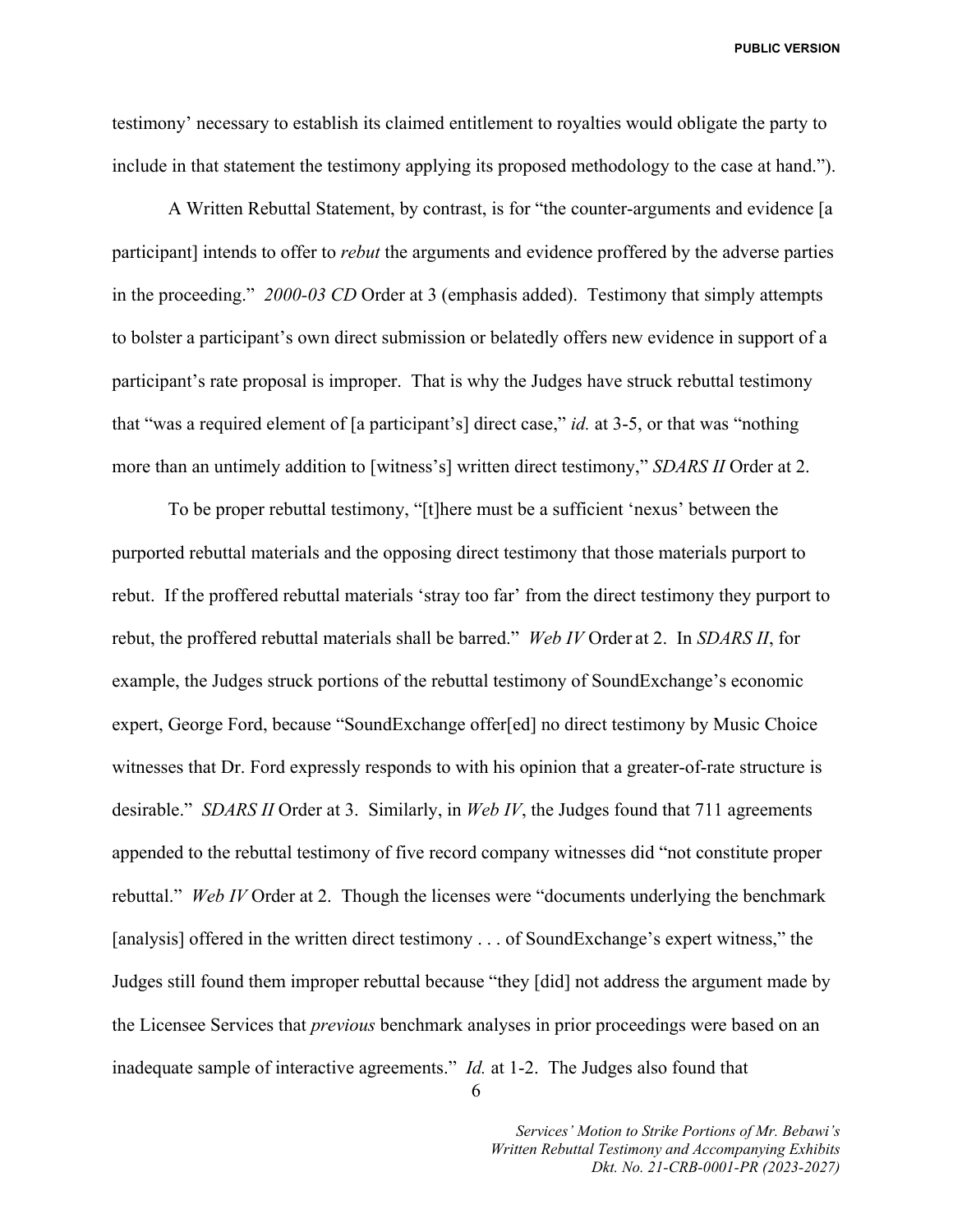testimony' necessary to establish its claimed entitlement to royalties would obligate the party to include in that statement the testimony applying its proposed methodology to the case at hand.").

A Written Rebuttal Statement, by contrast, is for "the counter-arguments and evidence [a participant] intends to offer to *rebut* the arguments and evidence proffered by the adverse parties in the proceeding." *2000-03 CD* Order at 3 (emphasis added). Testimony that simply attempts to bolster a participant's own direct submission or belatedly offers new evidence in support of a participant's rate proposal is improper. That is why the Judges have struck rebuttal testimony that "was a required element of [a participant's] direct case," *id.* at 3-5, or that was "nothing more than an untimely addition to [witness's] written direct testimony," *SDARS II* Order at 2.

To be proper rebuttal testimony, "[t]here must be a sufficient 'nexus' between the purported rebuttal materials and the opposing direct testimony that those materials purport to rebut. If the proffered rebuttal materials 'stray too far' from the direct testimony they purport to rebut, the proffered rebuttal materials shall be barred." *Web IV* Order at 2. In *SDARS II*, for example, the Judges struck portions of the rebuttal testimony of SoundExchange's economic expert, George Ford, because "SoundExchange offer[ed] no direct testimony by Music Choice witnesses that Dr. Ford expressly responds to with his opinion that a greater-of-rate structure is desirable." *SDARS II* Order at 3. Similarly, in *Web IV*, the Judges found that 711 agreements appended to the rebuttal testimony of five record company witnesses did "not constitute proper rebuttal." *Web IV* Order at 2. Though the licenses were "documents underlying the benchmark [analysis] offered in the written direct testimony . . . of SoundExchange's expert witness," the Judges still found them improper rebuttal because "they [did] not address the argument made by the Licensee Services that *previous* benchmark analyses in prior proceedings were based on an inadequate sample of interactive agreements." *Id.* at 1-2. The Judges also found that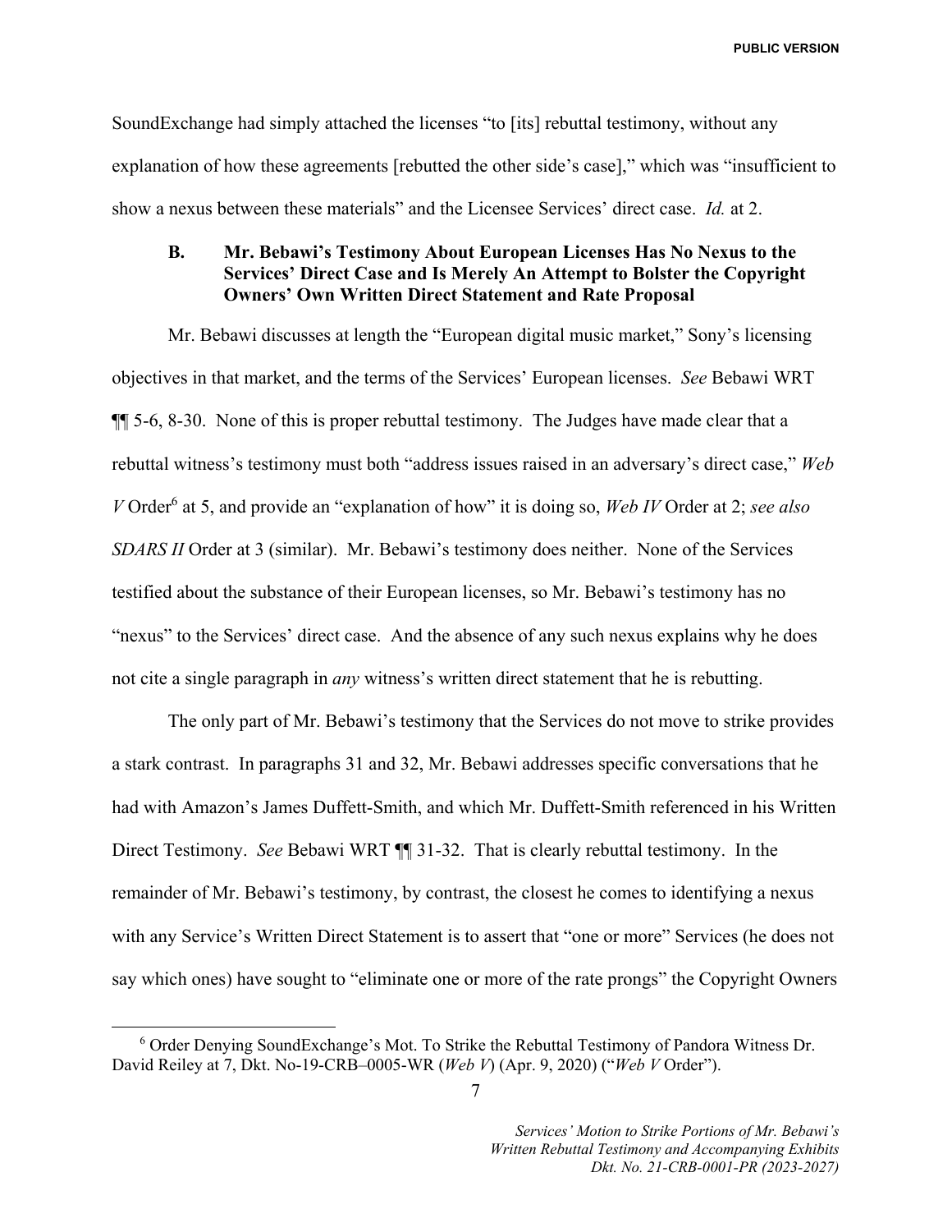SoundExchange had simply attached the licenses "to [its] rebuttal testimony, without any explanation of how these agreements [rebutted the other side's case]," which was "insufficient to show a nexus between these materials" and the Licensee Services' direct case. *Id.* at 2.

### B. Mr. Bebawi's Testimony About European Licenses Has No Nexus to the Services' Direct Case and Is Merely An Attempt to Bolster the Copyright Owners' Own Written Direct Statement and Rate Proposal

Mr. Bebawi discusses at length the "European digital music market," Sony's licensing objectives in that market, and the terms of the Services' European licenses. *See* Bebawi WRT ¶¶ 5-6, 8-30. None of this is proper rebuttal testimony. The Judges have made clear that a rebuttal witness's testimony must both "address issues raised in an adversary's direct case," *Web V* Order[6] at 5, and provide an "explanation of how" it is doing so, *Web IV* Order at 2; *see also SDARS II* Order at 3 (similar). Mr. Bebawi's testimony does neither. None of the Services testified about the substance of their European licenses, so Mr. Bebawi's testimony has no "nexus" to the Services' direct case. And the absence of any such nexus explains why he does not cite a single paragraph in *any* witness's written direct statement that he is rebutting.

The only part of Mr. Bebawi's testimony that the Services do not move to strike provides a stark contrast. In paragraphs 31 and 32, Mr. Bebawi addresses specific conversations that he had with Amazon's James Duffett-Smith, and which Mr. Duffett-Smith referenced in his Written Direct Testimony. *See* Bebawi WRT ¶¶ 31-32. That is clearly rebuttal testimony. In the remainder of Mr. Bebawi's testimony, by contrast, the closest he comes to identifying a nexus with any Service's Written Direct Statement is to assert that "one or more" Services (he does not say which ones) have sought to "eliminate one or more of the rate prongs" the Copyright Owners

[6] Order Denying SoundExchange's Mot. To Strike the Rebuttal Testimony of Pandora Witness Dr. David Reiley at 7, Dkt. No-19-CRB–0005-WR (*Web V*) (Apr. 9, 2020) ("*Web V* Order").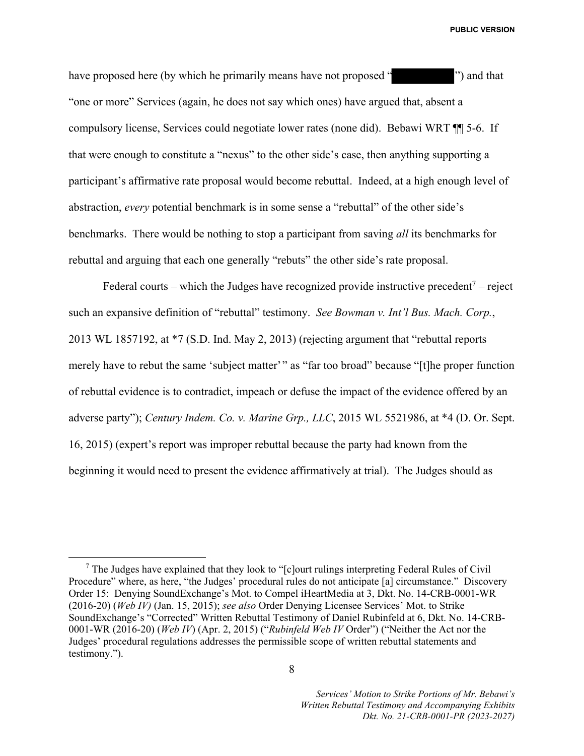have proposed here (by which he primarily means have not proposed "█████") and that "one or more" Services (again, he does not say which ones) have argued that, absent a compulsory license, Services could negotiate lower rates (none did). Bebawi WRT ¶¶ 5-6. If that were enough to constitute a "nexus" to the other side's case, then anything supporting a participant's affirmative rate proposal would become rebuttal. Indeed, at a high enough level of abstraction, *every* potential benchmark is in some sense a "rebuttal" of the other side's benchmarks. There would be nothing to stop a participant from saving *all* its benchmarks for rebuttal and arguing that each one generally "rebuts" the other side's rate proposal.

Federal courts – which the Judges have recognized provide instructive precedent[7] – reject such an expansive definition of "rebuttal" testimony. *See Bowman v. Int'l Bus. Mach. Corp.*, 2013 WL 1857192, at *7 (S.D. Ind. May 2, 2013) (rejecting argument that "rebuttal reports merely have to rebut the same 'subject matter'" as "far too broad" because "[t]he proper function of rebuttal evidence is to contradict, impeach or defuse the impact of the evidence offered by an adverse party"); *Century Indem. Co. v. Marine Grp., LLC*, 2015 WL 5521986, at *4 (D. Or. Sept. 16, 2015) (expert's report was improper rebuttal because the party had known from the beginning it would need to present the evidence affirmatively at trial). The Judges should as

[7] The Judges have explained that they look to "[c]ourt rulings interpreting Federal Rules of Civil Procedure" where, as here, "the Judges' procedural rules do not anticipate [a] circumstance." Discovery Order 15: Denying SoundExchange's Mot. to Compel iHeartMedia at 3, Dkt. No. 14-CRB-0001-WR (2016-20) (*Web IV)* (Jan. 15, 2015); *see also* Order Denying Licensee Services' Mot. to Strike SoundExchange's "Corrected" Written Rebuttal Testimony of Daniel Rubinfeld at 6, Dkt. No. 14-CRB-0001-WR (2016-20) (*Web IV*) (Apr. 2, 2015) ("*Rubinfeld Web IV* Order") ("Neither the Act nor the Judges' procedural regulations addresses the permissible scope of written rebuttal statements and testimony.").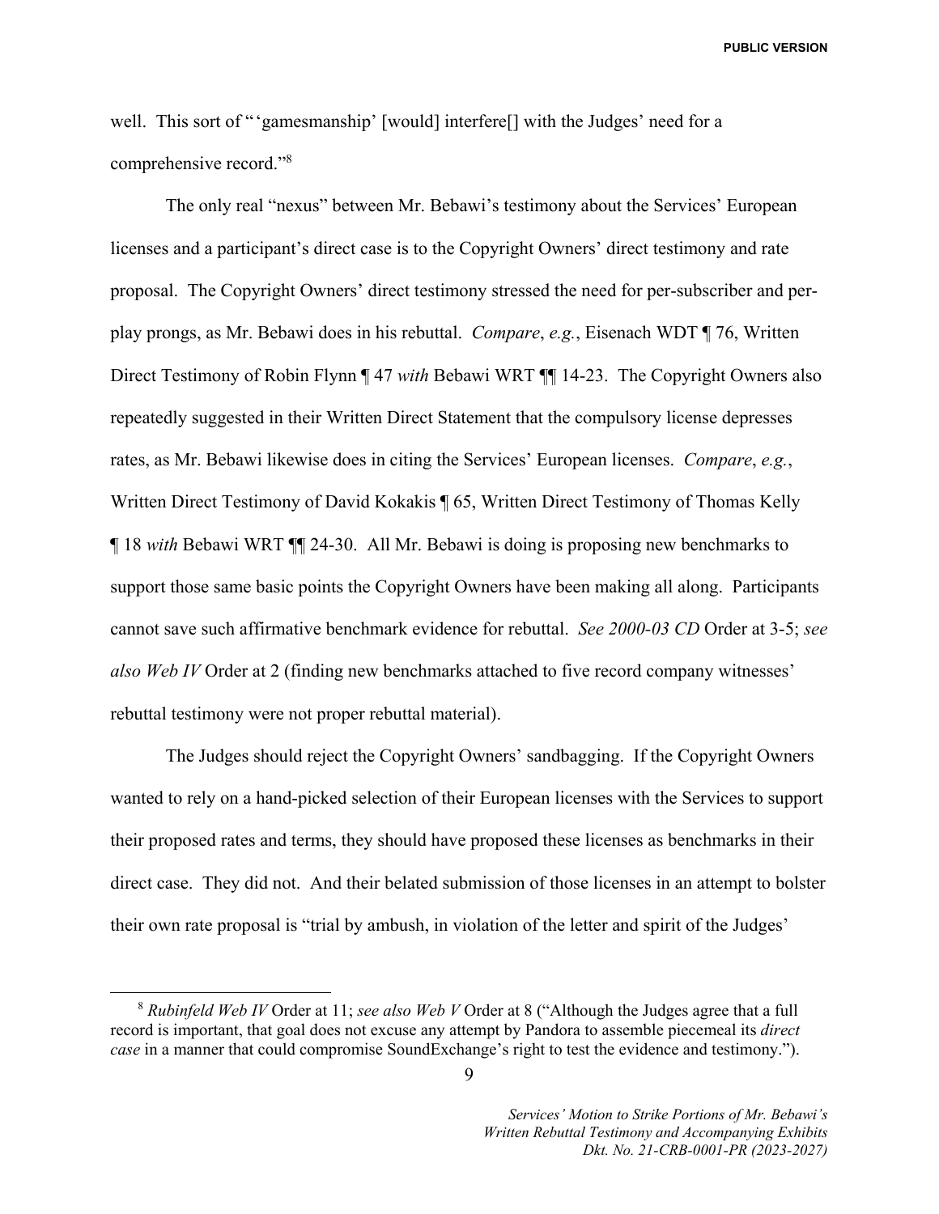well. This sort of "'gamesmanship' [would] interfere[] with the Judges' need for a comprehensive record."[8]

The only real "nexus" between Mr. Bebawi's testimony about the Services' European licenses and a participant's direct case is to the Copyright Owners' direct testimony and rate proposal. The Copyright Owners' direct testimony stressed the need for per-subscriber and per-play prongs, as Mr. Bebawi does in his rebuttal. *Compare*, *e.g.*, Eisenach WDT ¶ 76, Written Direct Testimony of Robin Flynn ¶ 47 *with* Bebawi WRT ¶¶ 14-23. The Copyright Owners also repeatedly suggested in their Written Direct Statement that the compulsory license depresses rates, as Mr. Bebawi likewise does in citing the Services' European licenses. *Compare*, *e.g.*, Written Direct Testimony of David Kokakis ¶ 65, Written Direct Testimony of Thomas Kelly ¶ 18 *with* Bebawi WRT ¶¶ 24-30. All Mr. Bebawi is doing is proposing new benchmarks to support those same basic points the Copyright Owners have been making all along. Participants cannot save such affirmative benchmark evidence for rebuttal. *See 2000-03 CD* Order at 3-5; *see also Web IV* Order at 2 (finding new benchmarks attached to five record company witnesses' rebuttal testimony were not proper rebuttal material).

The Judges should reject the Copyright Owners' sandbagging. If the Copyright Owners wanted to rely on a hand-picked selection of their European licenses with the Services to support their proposed rates and terms, they should have proposed these licenses as benchmarks in their direct case. They did not. And their belated submission of those licenses in an attempt to bolster their own rate proposal is "trial by ambush, in violation of the letter and spirit of the Judges'

---

[8] *Rubinfeld Web IV* Order at 11; *see also Web V* Order at 8 ("Although the Judges agree that a full record is important, that goal does not excuse any attempt by Pandora to assemble piecemeal its *direct case* in a manner that could compromise SoundExchange's right to test the evidence and testimony.").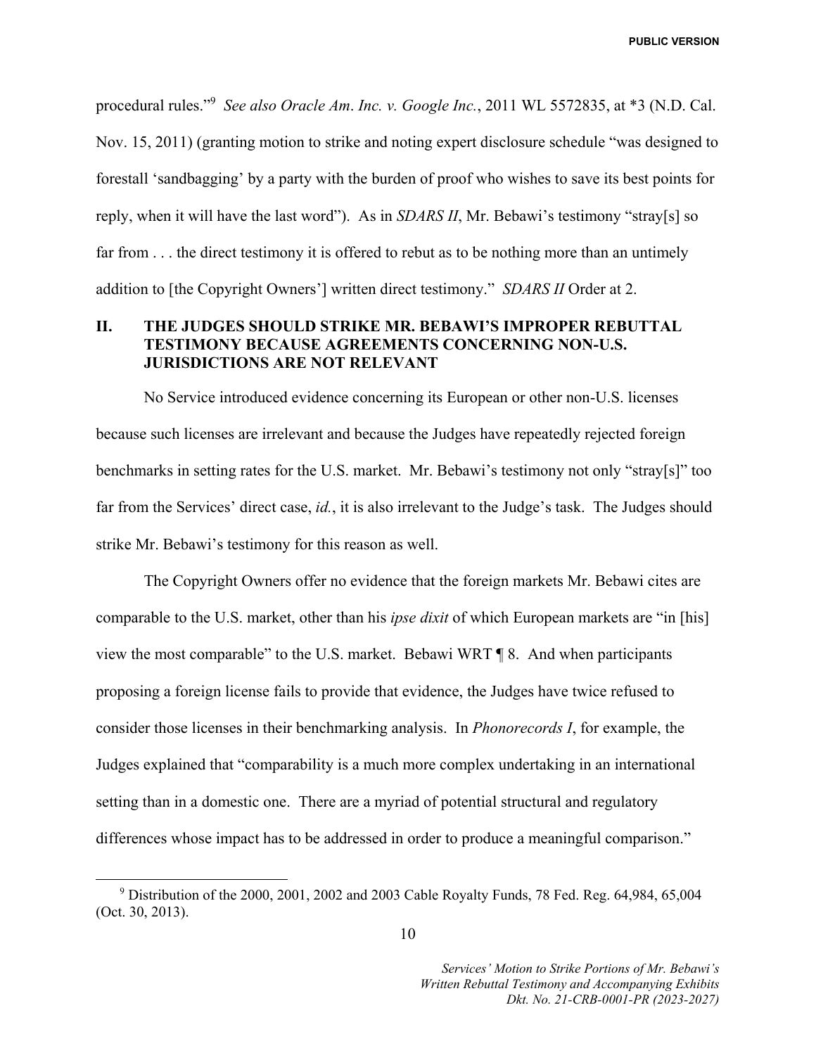procedural rules."[9] *See also Oracle Am. Inc. v. Google Inc.*, 2011 WL 5572835, at *3 (N.D. Cal. Nov. 15, 2011) (granting motion to strike and noting expert disclosure schedule "was designed to forestall 'sandbagging' by a party with the burden of proof who wishes to save its best points for reply, when it will have the last word"). As in *SDARS II*, Mr. Bebawi's testimony "stray[s] so far from . . . the direct testimony it is offered to rebut as to be nothing more than an untimely addition to [the Copyright Owners'] written direct testimony." *SDARS II* Order at 2.

## II. THE JUDGES SHOULD STRIKE MR. BEBAWI'S IMPROPER REBUTTAL TESTIMONY BECAUSE AGREEMENTS CONCERNING NON-U.S. JURISDICTIONS ARE NOT RELEVANT

No Service introduced evidence concerning its European or other non-U.S. licenses because such licenses are irrelevant and because the Judges have repeatedly rejected foreign benchmarks in setting rates for the U.S. market. Mr. Bebawi's testimony not only "stray[s]" too far from the Services' direct case, *id.*, it is also irrelevant to the Judge's task. The Judges should strike Mr. Bebawi's testimony for this reason as well.

The Copyright Owners offer no evidence that the foreign markets Mr. Bebawi cites are comparable to the U.S. market, other than his *ipse dixit* of which European markets are "in [his] view the most comparable" to the U.S. market. Bebawi WRT ¶ 8. And when participants proposing a foreign license fails to provide that evidence, the Judges have twice refused to consider those licenses in their benchmarking analysis. In *Phonorecords I*, for example, the Judges explained that "comparability is a much more complex undertaking in an international setting than in a domestic one. There are a myriad of potential structural and regulatory differences whose impact has to be addressed in order to produce a meaningful comparison."

---

[9] Distribution of the 2000, 2001, 2002 and 2003 Cable Royalty Funds, 78 Fed. Reg. 64,984, 65,004 (Oct. 30, 2013).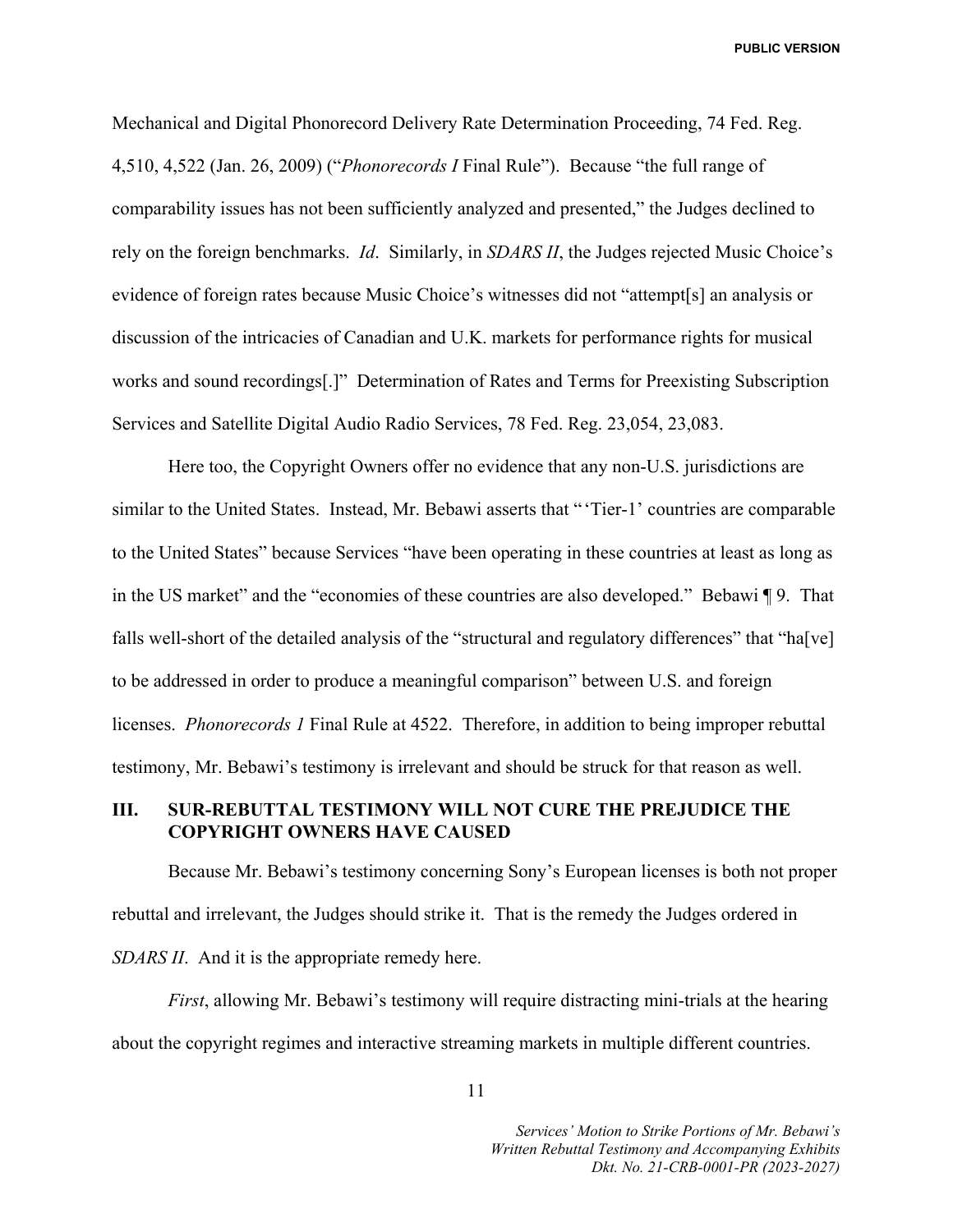Mechanical and Digital Phonorecord Delivery Rate Determination Proceeding, 74 Fed. Reg. 4,510, 4,522 (Jan. 26, 2009) ("*Phonorecords I* Final Rule"). Because "the full range of comparability issues has not been sufficiently analyzed and presented," the Judges declined to rely on the foreign benchmarks. *Id*. Similarly, in *SDARS II*, the Judges rejected Music Choice's evidence of foreign rates because Music Choice's witnesses did not "attempt[s] an analysis or discussion of the intricacies of Canadian and U.K. markets for performance rights for musical works and sound recordings[.]" Determination of Rates and Terms for Preexisting Subscription Services and Satellite Digital Audio Radio Services, 78 Fed. Reg. 23,054, 23,083.

Here too, the Copyright Owners offer no evidence that any non-U.S. jurisdictions are similar to the United States. Instead, Mr. Bebawi asserts that "'Tier-1' countries are comparable to the United States" because Services "have been operating in these countries at least as long as in the US market" and the "economies of these countries are also developed." Bebawi ¶ 9. That falls well-short of the detailed analysis of the "structural and regulatory differences" that "ha[ve] to be addressed in order to produce a meaningful comparison" between U.S. and foreign licenses. *Phonorecords 1* Final Rule at 4522. Therefore, in addition to being improper rebuttal testimony, Mr. Bebawi's testimony is irrelevant and should be struck for that reason as well.

## III. SUR-REBUTTAL TESTIMONY WILL NOT CURE THE PREJUDICE THE COPYRIGHT OWNERS HAVE CAUSED

Because Mr. Bebawi's testimony concerning Sony's European licenses is both not proper rebuttal and irrelevant, the Judges should strike it. That is the remedy the Judges ordered in *SDARS II*. And it is the appropriate remedy here.

*First*, allowing Mr. Bebawi's testimony will require distracting mini-trials at the hearing about the copyright regimes and interactive streaming markets in multiple different countries.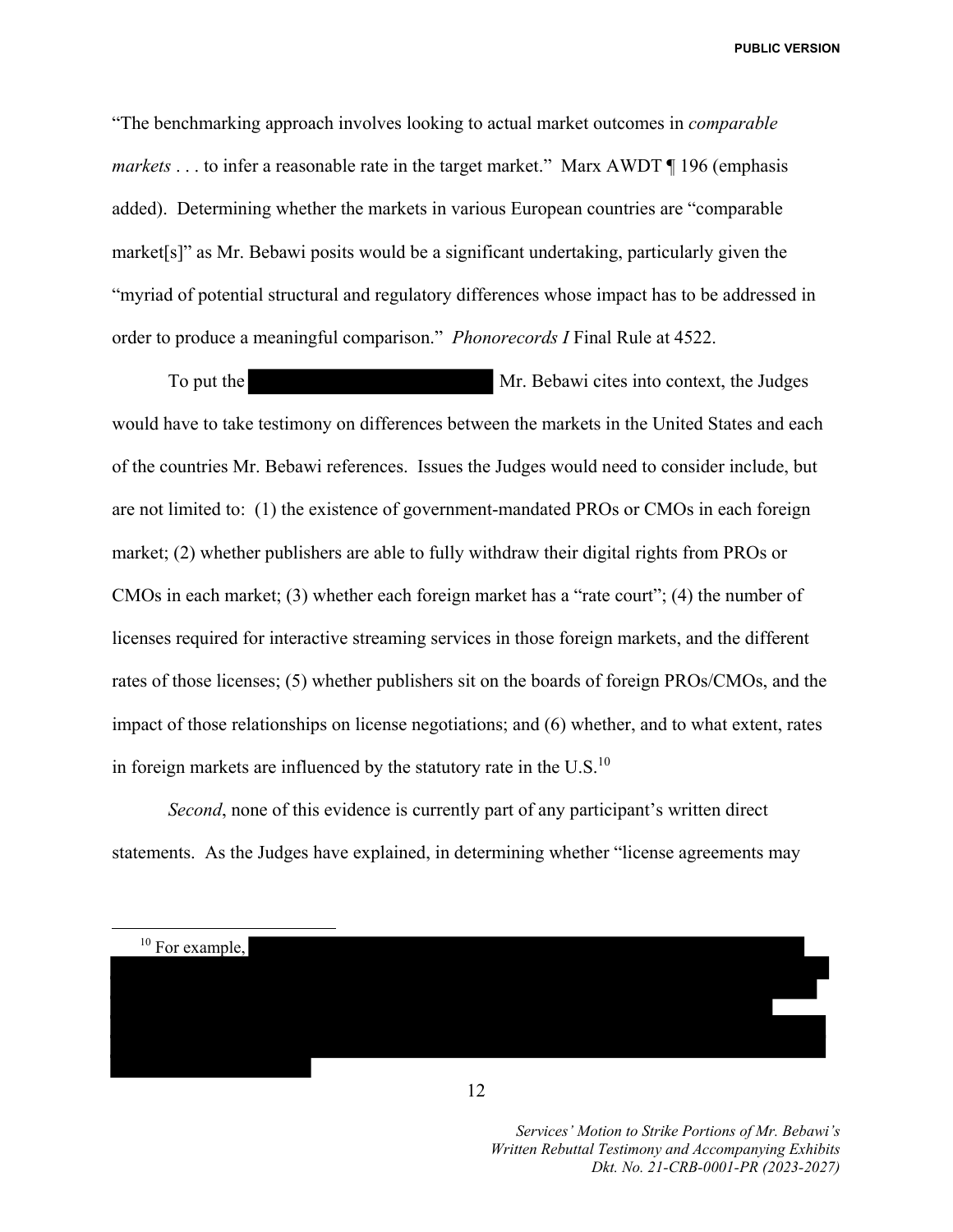"The benchmarking approach involves looking to actual market outcomes in *comparable markets* . . . to infer a reasonable rate in the target market." Marx AWDT ¶ 196 (emphasis added). Determining whether the markets in various European countries are "comparable market[s]" as Mr. Bebawi posits would be a significant undertaking, particularly given the "myriad of potential structural and regulatory differences whose impact has to be addressed in order to produce a meaningful comparison." *Phonorecords I* Final Rule at 4522.

To put the [REDACTED] Mr. Bebawi cites into context, the Judges would have to take testimony on differences between the markets in the United States and each of the countries Mr. Bebawi references. Issues the Judges would need to consider include, but are not limited to: (1) the existence of government-mandated PROs or CMOs in each foreign market; (2) whether publishers are able to fully withdraw their digital rights from PROs or CMOs in each market; (3) whether each foreign market has a "rate court"; (4) the number of licenses required for interactive streaming services in those foreign markets, and the different rates of those licenses; (5) whether publishers sit on the boards of foreign PROs/CMOs, and the impact of those relationships on license negotiations; and (6) whether, and to what extent, rates in foreign markets are influenced by the statutory rate in the U.S.[10]

*Second*, none of this evidence is currently part of any participant's written direct statements. As the Judges have explained, in determining whether "license agreements may

[10] For example, [REDACTED]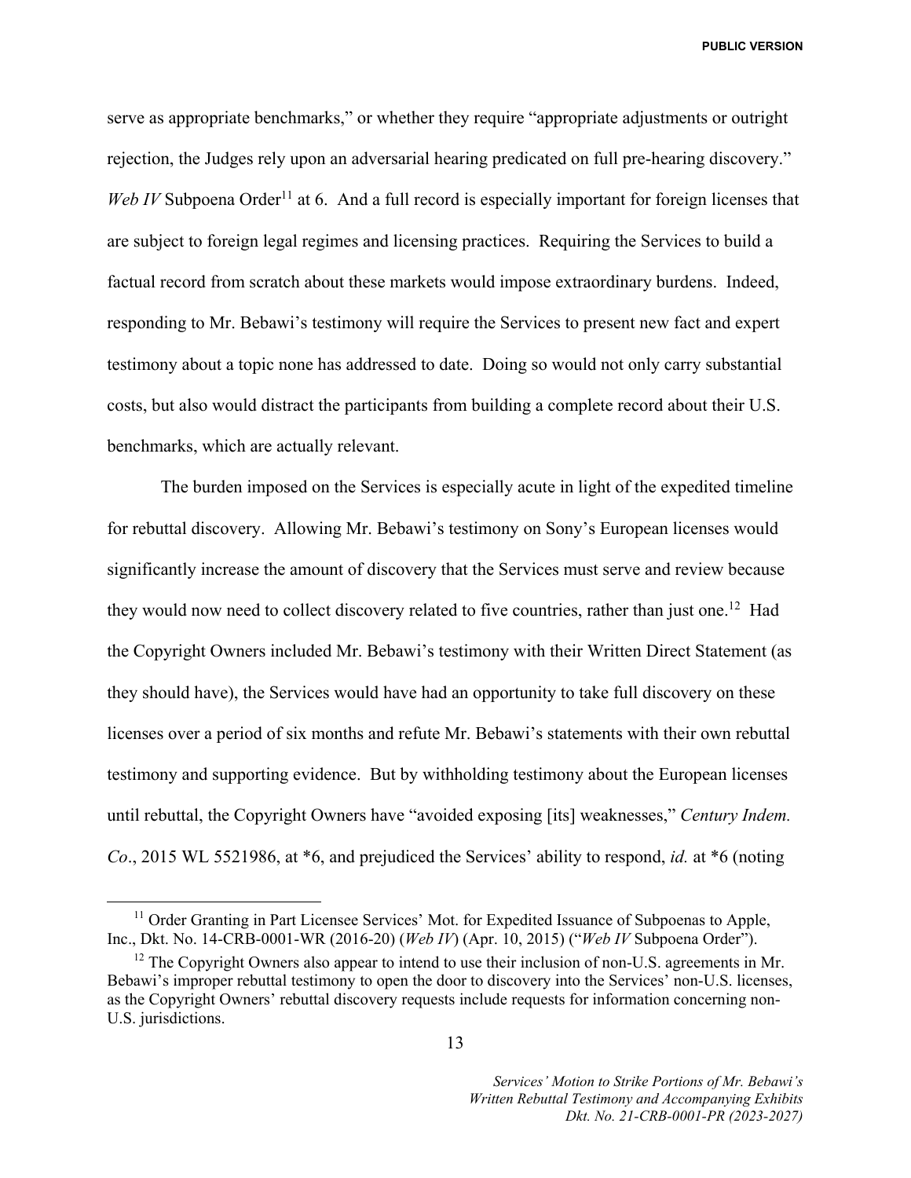serve as appropriate benchmarks," or whether they require "appropriate adjustments or outright rejection, the Judges rely upon an adversarial hearing predicated on full pre-hearing discovery." *Web IV* Subpoena Order[11] at 6. And a full record is especially important for foreign licenses that are subject to foreign legal regimes and licensing practices. Requiring the Services to build a factual record from scratch about these markets would impose extraordinary burdens. Indeed, responding to Mr. Bebawi's testimony will require the Services to present new fact and expert testimony about a topic none has addressed to date. Doing so would not only carry substantial costs, but also would distract the participants from building a complete record about their U.S. benchmarks, which are actually relevant.

The burden imposed on the Services is especially acute in light of the expedited timeline for rebuttal discovery. Allowing Mr. Bebawi's testimony on Sony's European licenses would significantly increase the amount of discovery that the Services must serve and review because they would now need to collect discovery related to five countries, rather than just one.[12] Had the Copyright Owners included Mr. Bebawi's testimony with their Written Direct Statement (as they should have), the Services would have had an opportunity to take full discovery on these licenses over a period of six months and refute Mr. Bebawi's statements with their own rebuttal testimony and supporting evidence. But by withholding testimony about the European licenses until rebuttal, the Copyright Owners have "avoided exposing [its] weaknesses," *Century Indem. Co*., 2015 WL 5521986, at *6, and prejudiced the Services' ability to respond, *id.* at *6 (noting

[11] Order Granting in Part Licensee Services' Mot. for Expedited Issuance of Subpoenas to Apple, Inc., Dkt. No. 14-CRB-0001-WR (2016-20) (*Web IV*) (Apr. 10, 2015) ("*Web IV* Subpoena Order").

[12] The Copyright Owners also appear to intend to use their inclusion of non-U.S. agreements in Mr. Bebawi's improper rebuttal testimony to open the door to discovery into the Services' non-U.S. licenses, as the Copyright Owners' rebuttal discovery requests include requests for information concerning non-U.S. jurisdictions.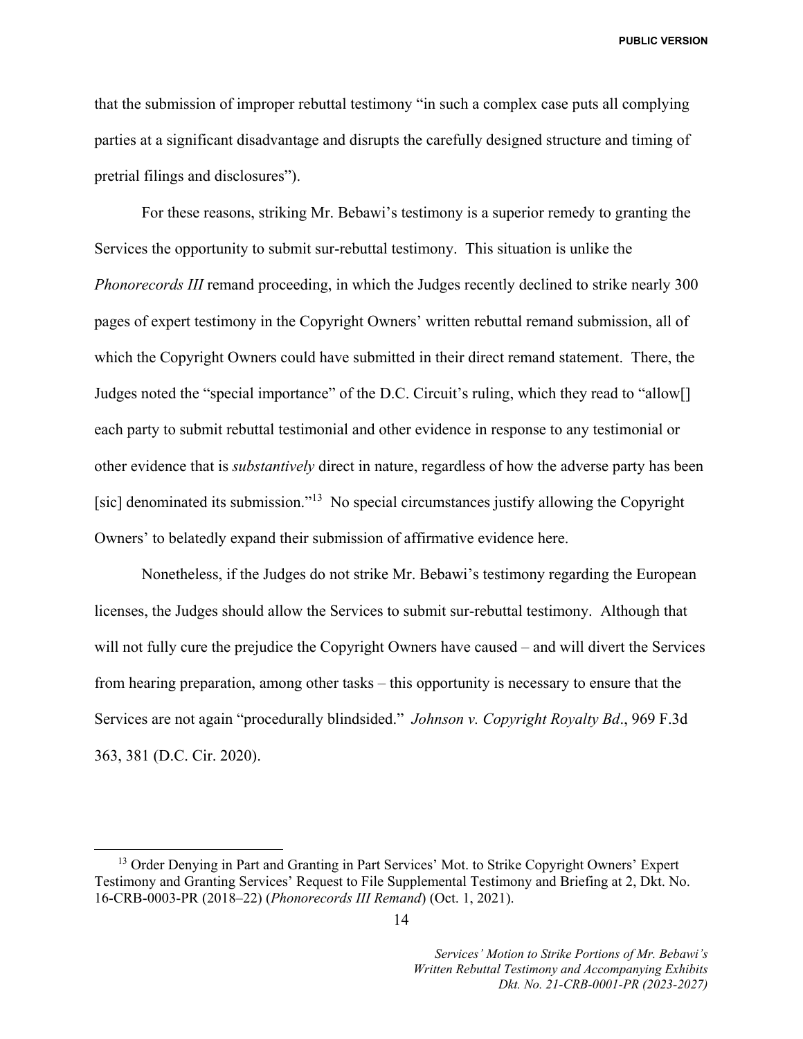that the submission of improper rebuttal testimony "in such a complex case puts all complying parties at a significant disadvantage and disrupts the carefully designed structure and timing of pretrial filings and disclosures").

For these reasons, striking Mr. Bebawi's testimony is a superior remedy to granting the Services the opportunity to submit sur-rebuttal testimony. This situation is unlike the *Phonorecords III* remand proceeding, in which the Judges recently declined to strike nearly 300 pages of expert testimony in the Copyright Owners' written rebuttal remand submission, all of which the Copyright Owners could have submitted in their direct remand statement. There, the Judges noted the "special importance" of the D.C. Circuit's ruling, which they read to "allow[] each party to submit rebuttal testimonial and other evidence in response to any testimonial or other evidence that is *substantively* direct in nature, regardless of how the adverse party has been [sic] denominated its submission."[13] No special circumstances justify allowing the Copyright Owners' to belatedly expand their submission of affirmative evidence here.

Nonetheless, if the Judges do not strike Mr. Bebawi's testimony regarding the European licenses, the Judges should allow the Services to submit sur-rebuttal testimony. Although that will not fully cure the prejudice the Copyright Owners have caused – and will divert the Services from hearing preparation, among other tasks – this opportunity is necessary to ensure that the Services are not again "procedurally blindsided." *Johnson v. Copyright Royalty Bd*., 969 F.3d 363, 381 (D.C. Cir. 2020).

---

[13] Order Denying in Part and Granting in Part Services' Mot. to Strike Copyright Owners' Expert Testimony and Granting Services' Request to File Supplemental Testimony and Briefing at 2, Dkt. No. 16-CRB-0003-PR (2018–22) (*Phonorecords III Remand*) (Oct. 1, 2021).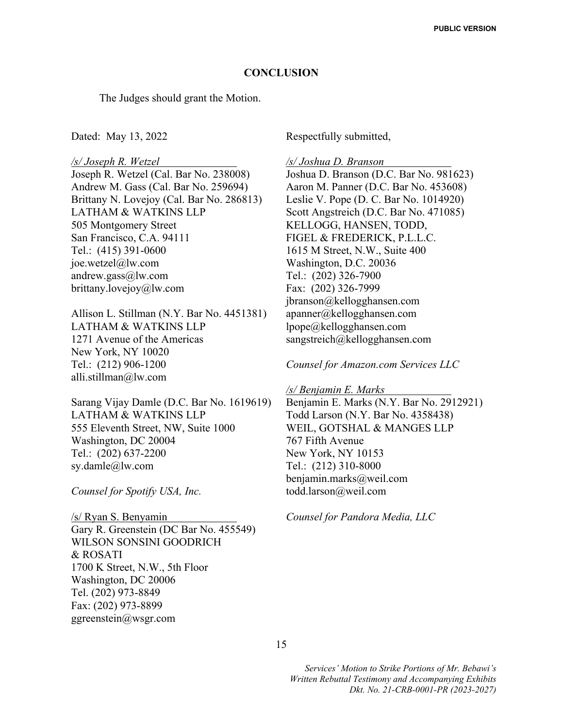## CONCLUSION

The Judges should grant the Motion.

Dated: May 13, 2022

Respectfully submitted,

*/s/ Joseph R. Wetzel*
Joseph R. Wetzel (Cal. Bar No. 238008)
Andrew M. Gass (Cal. Bar No. 259694)
Brittany N. Lovejoy (Cal. Bar No. 286813)
LATHAM & WATKINS LLP
505 Montgomery Street
San Francisco, C.A. 94111
Tel.: (415) 391-0600
joe.wetzel@lw.com
andrew.gass@lw.com
brittany.lovejoy@lw.com

Allison L. Stillman (N.Y. Bar No. 4451381)
LATHAM & WATKINS LLP
1271 Avenue of the Americas
New York, NY 10020
Tel.: (212) 906-1200
alli.stillman@lw.com

Sarang Vijay Damle (D.C. Bar No. 1619619)
LATHAM & WATKINS LLP
555 Eleventh Street, NW, Suite 1000
Washington, DC 20004
Tel.: (202) 637-2200
sy.damle@lw.com

*Counsel for Spotify USA, Inc.*

/s/ Ryan S. Benyamin
Gary R. Greenstein (DC Bar No. 455549)
WILSON SONSINI GOODRICH
& ROSATI
1700 K Street, N.W., 5th Floor
Washington, DC 20006
Tel. (202) 973-8849
Fax: (202) 973-8899
ggreenstein@wsgr.com

*/s/ Joshua D. Branson*
Joshua D. Branson (D.C. Bar No. 981623)
Aaron M. Panner (D.C. Bar No. 453608)
Leslie V. Pope (D. C. Bar No. 1014920)
Scott Angstreich (D.C. Bar No. 471085)
KELLOGG, HANSEN, TODD,
FIGEL & FREDERICK, P.L.L.C.
1615 M Street, N.W., Suite 400
Washington, D.C. 20036
Tel.: (202) 326-7900
Fax: (202) 326-7999
jbranson@kellogghansen.com
apanner@kellogghansen.com
lpope@kellogghansen.com
sangstreich@kellogghansen.com

*Counsel for Amazon.com Services LLC*

*/s/ Benjamin E. Marks*
Benjamin E. Marks (N.Y. Bar No. 2912921)
Todd Larson (N.Y. Bar No. 4358438)
WEIL, GOTSHAL & MANGES LLP
767 Fifth Avenue
New York, NY 10153
Tel.: (212) 310-8000
benjamin.marks@weil.com
todd.larson@weil.com

*Counsel for Pandora Media, LLC*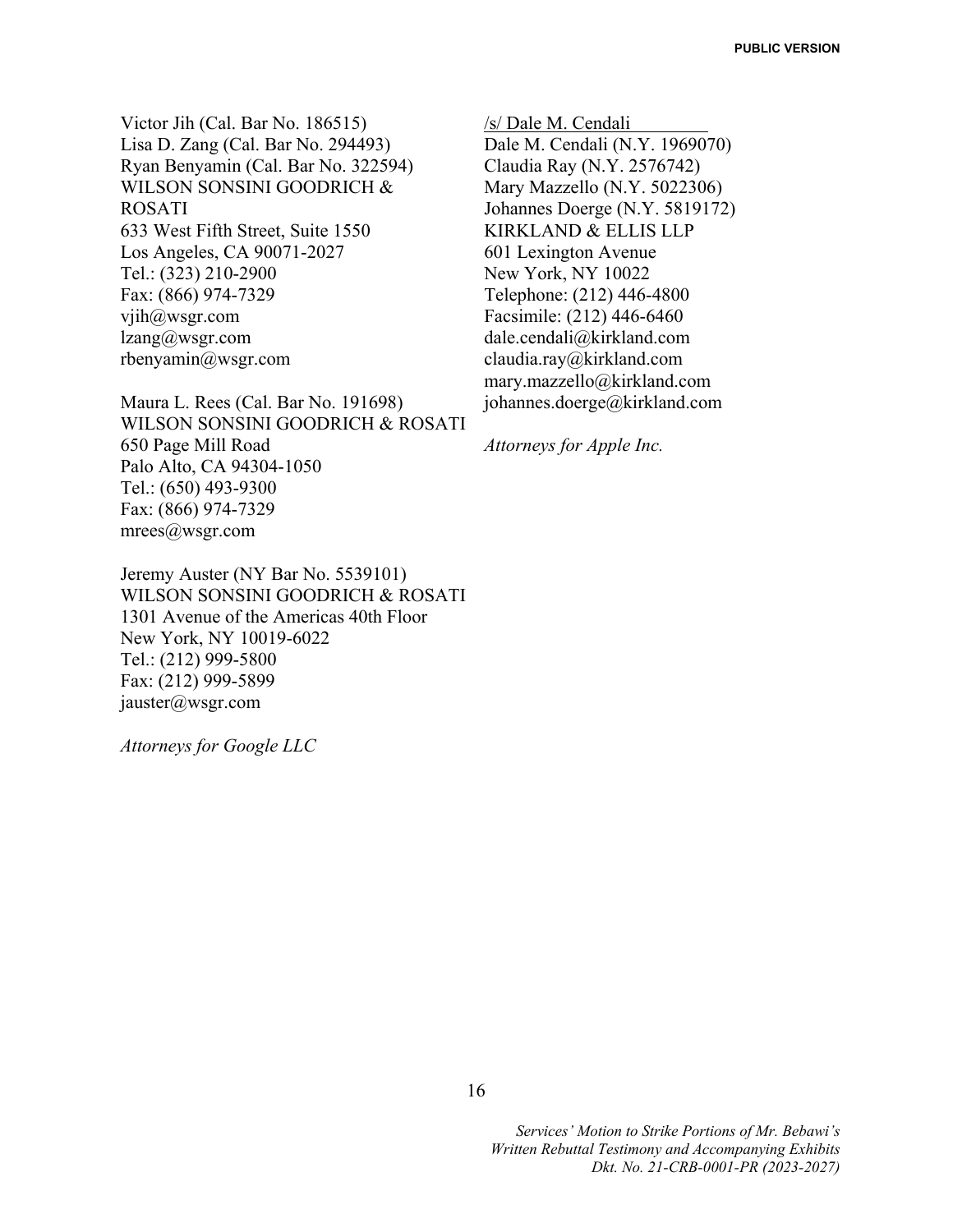Victor Jih (Cal. Bar No. 186515)
Lisa D. Zang (Cal. Bar No. 294493)
Ryan Benyamin (Cal. Bar No. 322594)
WILSON SONSINI GOODRICH & ROSATI
633 West Fifth Street, Suite 1550
Los Angeles, CA 90071-2027
Tel.: (323) 210-2900
Fax: (866) 974-7329
vjih@wsgr.com
lzang@wsgr.com
rbenyamin@wsgr.com

Maura L. Rees (Cal. Bar No. 191698)
WILSON SONSINI GOODRICH & ROSATI
650 Page Mill Road
Palo Alto, CA 94304-1050
Tel.: (650) 493-9300
Fax: (866) 974-7329
mrees@wsgr.com

Jeremy Auster (NY Bar No. 5539101)
WILSON SONSINI GOODRICH & ROSATI
1301 Avenue of the Americas 40th Floor
New York, NY 10019-6022
Tel.: (212) 999-5800
Fax: (212) 999-5899
jauster@wsgr.com

*Attorneys for Google LLC*

/s/ Dale M. Cendali
Dale M. Cendali (N.Y. 1969070)
Claudia Ray (N.Y. 2576742)
Mary Mazzello (N.Y. 5022306)
Johannes Doerge (N.Y. 5819172)
KIRKLAND & ELLIS LLP
601 Lexington Avenue
New York, NY 10022
Telephone: (212) 446-4800
Facsimile: (212) 446-6460
dale.cendali@kirkland.com
claudia.ray@kirkland.com
mary.mazzello@kirkland.com
johannes.doerge@kirkland.com

*Attorneys for Apple Inc.*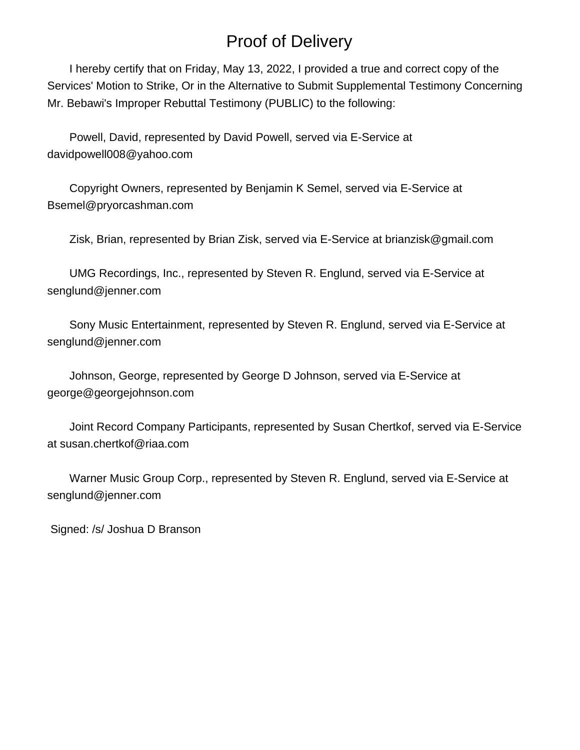# Proof of Delivery

I hereby certify that on Friday, May 13, 2022, I provided a true and correct copy of the Services' Motion to Strike, Or in the Alternative to Submit Supplemental Testimony Concerning Mr. Bebawi's Improper Rebuttal Testimony (PUBLIC) to the following:

Powell, David, represented by David Powell, served via E-Service at davidpowell008@yahoo.com

Copyright Owners, represented by Benjamin K Semel, served via E-Service at Bsemel@pryorcashman.com

Zisk, Brian, represented by Brian Zisk, served via E-Service at brianzisk@gmail.com

UMG Recordings, Inc., represented by Steven R. Englund, served via E-Service at senglund@jenner.com

Sony Music Entertainment, represented by Steven R. Englund, served via E-Service at senglund@jenner.com

Johnson, George, represented by George D Johnson, served via E-Service at george@georgejohnson.com

Joint Record Company Participants, represented by Susan Chertkof, served via E-Service at susan.chertkof@riaa.com

Warner Music Group Corp., represented by Steven R. Englund, served via E-Service at senglund@jenner.com

Signed: /s/ Joshua D Branson